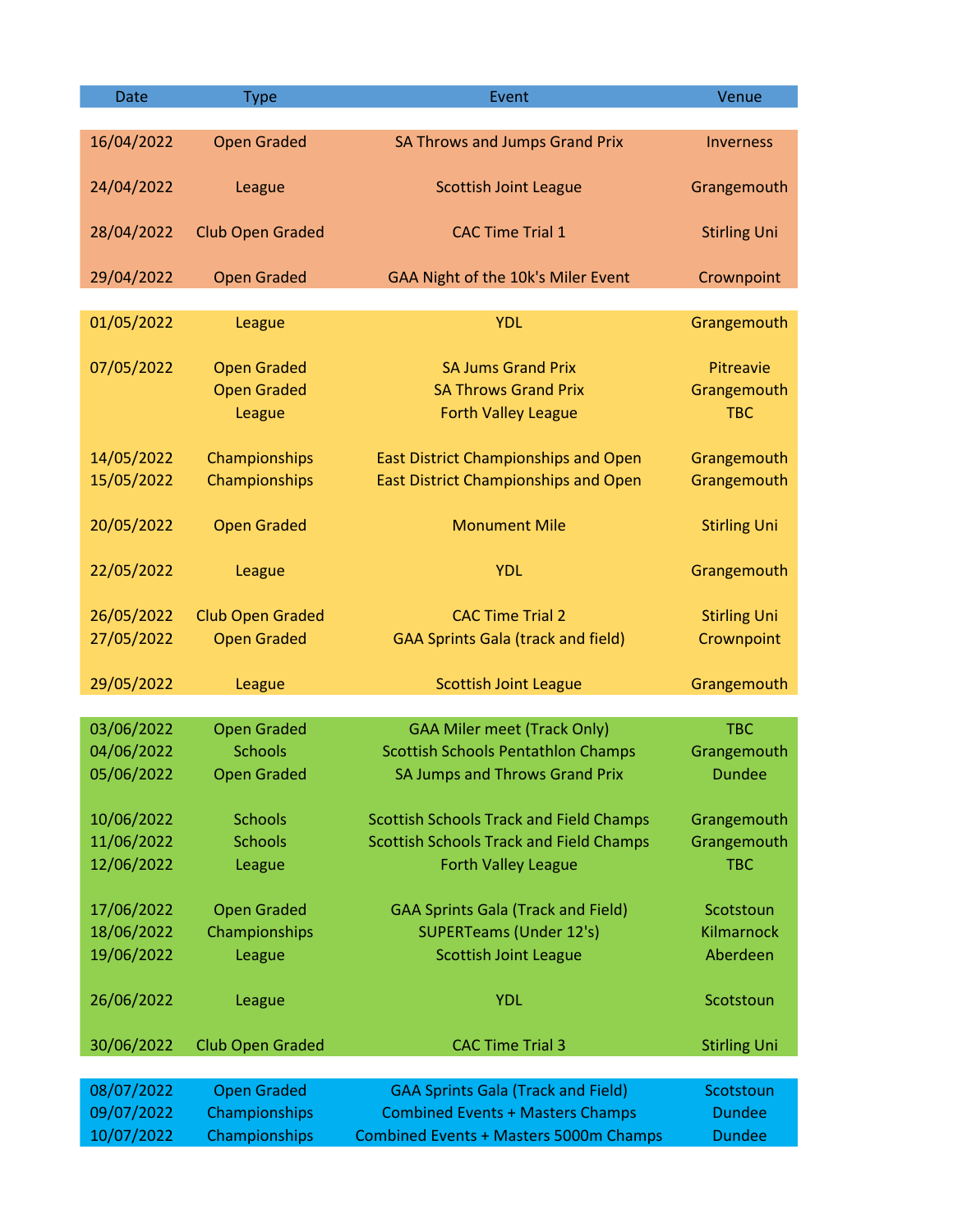| Date | Type | Event | Venue |
|---|---|---|---|
| 16/04/2022 | Open Graded | SA Throws and Jumps Grand Prix | Inverness |
| 24/04/2022 | League | Scottish Joint League | Grangemouth |
| 28/04/2022 | Club Open Graded | CAC Time Trial 1 | Stirling Uni |
| 29/04/2022 | Open Graded | GAA Night of the 10k's Miler Event | Crownpoint |
| 01/05/2022 | League | YDL | Grangemouth |
| 07/05/2022 | Open Graded | SA Jums Grand Prix | Pitreavie |
| | Open Graded | SA Throws Grand Prix | Grangemouth |
| | League | Forth Valley League | TBC |
| 14/05/2022 | Championships | East District Championships and Open | Grangemouth |
| 15/05/2022 | Championships | East District Championships and Open | Grangemouth |
| 20/05/2022 | Open Graded | Monument Mile | Stirling Uni |
| 22/05/2022 | League | YDL | Grangemouth |
| 26/05/2022 | Club Open Graded | CAC Time Trial 2 | Stirling Uni |
| 27/05/2022 | Open Graded | GAA Sprints Gala (track and field) | Crownpoint |
| 29/05/2022 | League | Scottish Joint League | Grangemouth |
| 03/06/2022 | Open Graded | GAA Miler meet (Track Only) | TBC |
| 04/06/2022 | Schools | Scottish Schools Pentathlon Champs | Grangemouth |
| 05/06/2022 | Open Graded | SA Jumps and Throws Grand Prix | Dundee |
| 10/06/2022 | Schools | Scottish Schools Track and Field Champs | Grangemouth |
| 11/06/2022 | Schools | Scottish Schools Track and Field Champs | Grangemouth |
| 12/06/2022 | League | Forth Valley League | TBC |
| 17/06/2022 | Open Graded | GAA Sprints Gala (Track and Field) | Scotstoun |
| 18/06/2022 | Championships | SUPERTeams (Under 12's) | Kilmarnock |
| 19/06/2022 | League | Scottish Joint League | Aberdeen |
| 26/06/2022 | League | YDL | Scotstoun |
| 30/06/2022 | Club Open Graded | CAC Time Trial 3 | Stirling Uni |
| 08/07/2022 | Open Graded | GAA Sprints Gala (Track and Field) | Scotstoun |
| 09/07/2022 | Championships | Combined Events + Masters Champs | Dundee |
| 10/07/2022 | Championships | Combined Events + Masters 5000m Champs | Dundee |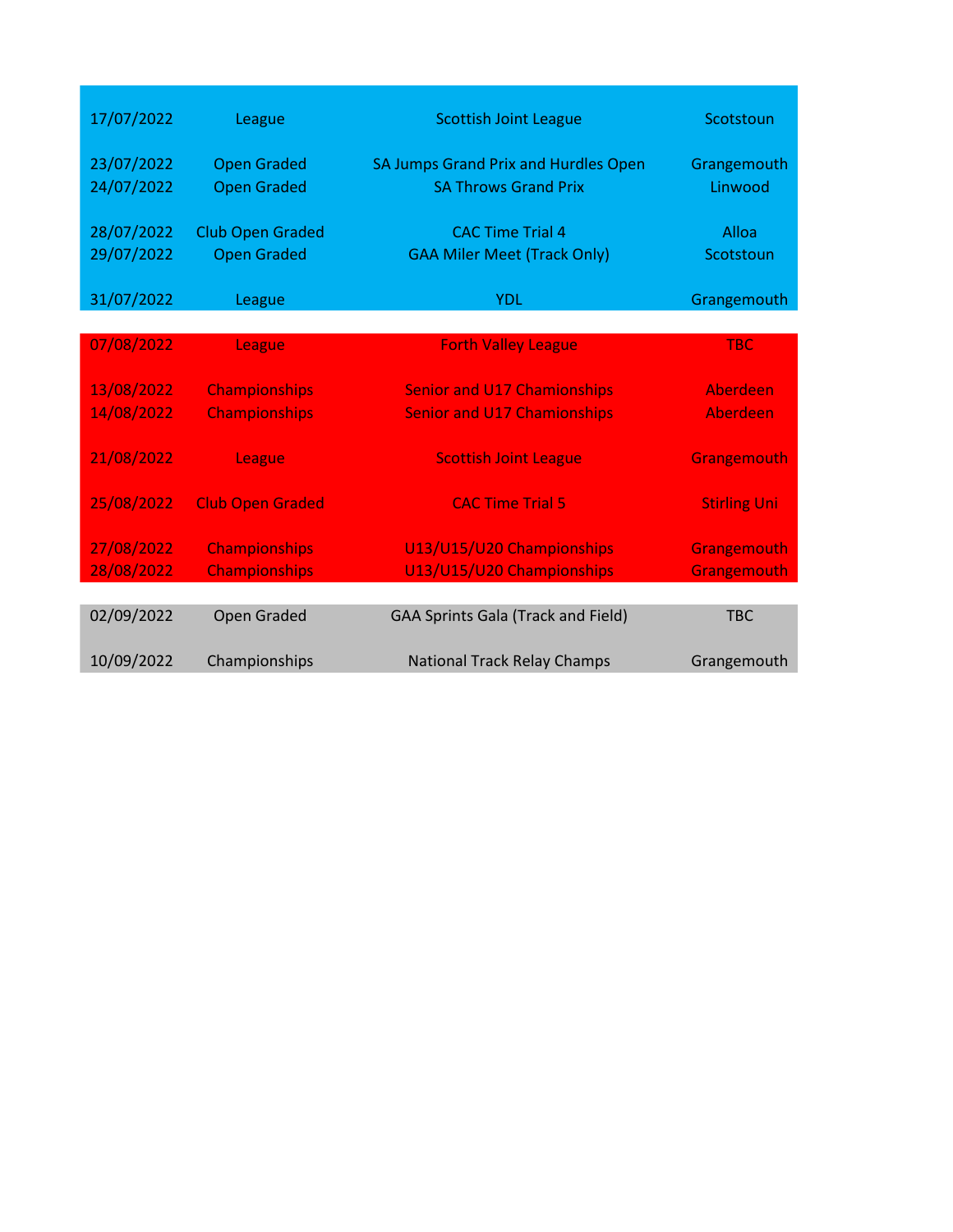| | | | |
|---|---|---|---|
| 17/07/2022 | League | Scottish Joint League | Scotstoun |
| 23/07/2022 | Open Graded | SA Jumps Grand Prix and Hurdles Open | Grangemouth |
| 24/07/2022 | Open Graded | SA Throws Grand Prix | Linwood |
| 28/07/2022 | Club Open Graded | CAC Time Trial 4 | Alloa |
| 29/07/2022 | Open Graded | GAA Miler Meet (Track Only) | Scotstoun |
| 31/07/2022 | League | YDL | Grangemouth |
| 07/08/2022 | League | Forth Valley League | TBC |
| 13/08/2022 | Championships | Senior and U17 Chamionships | Aberdeen |
| 14/08/2022 | Championships | Senior and U17 Chamionships | Aberdeen |
| 21/08/2022 | League | Scottish Joint League | Grangemouth |
| 25/08/2022 | Club Open Graded | CAC Time Trial 5 | Stirling Uni |
| 27/08/2022 | Championships | U13/U15/U20 Championships | Grangemouth |
| 28/08/2022 | Championships | U13/U15/U20 Championships | Grangemouth |
| 02/09/2022 | Open Graded | GAA Sprints Gala (Track and Field) | TBC |
| 10/09/2022 | Championships | National Track Relay Champs | Grangemouth |